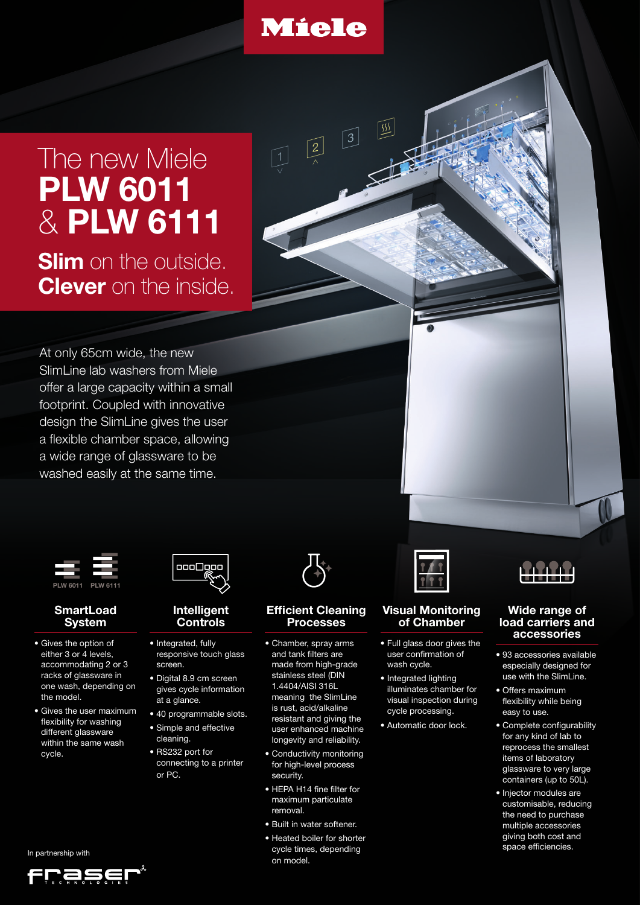# The new Miele **PLW 6011** & **PLW 6111**

## **Slim** on the outside. **Clever** on the inside.

At only 65cm wide, the new SlimLine lab washers from Miele offer a large capacity within a small footprint. Coupled with innovative design the SlimLine gives the user a flexible chamber space, allowing a wide range of glassware to be washed easily at the same time.

PLW 6011 PLW 6111

### SmartLoad System

- Gives the option of either 3 or 4 levels, accommodating 2 or 3 racks of glassware in one wash, depending on the model.
- Gives the user maximum flexibility for washing different glassware within the same wash cycle.

### Intelligent Controls

- Integrated, fully responsive touch glass screen.
- Digital 8.9 cm screen gives cycle information at a glance.
- 40 programmable slots.
- Simple and effective cleaning.
- RS232 port for connecting to a printer or PC.

### Efficient Cleaning Processes

- Chamber, spray arms and tank filters are made from high-grade stainless steel (DIN 1.4404/AISI 316L meaning the SlimLine is rust, acid/alkaline resistant and giving the user enhanced machine longevity and reliability.
- Conductivity monitoring for high-level process security.
- HEPA H14 fine filter for maximum particulate removal.
- Built in water softener.
- Heated boiler for shorter cycle times, depending on model.

### Visual Monitoring of Chamber

- Full glass door gives the user confirmation of wash cycle.
- Integrated lighting illuminates chamber for visual inspection during cycle processing.
- Automatic door lock.

### Wide range of load carriers and accessories

- 93 accessories available especially designed for use with the SlimLine.
- Offers maximum flexibility while being easy to use.
- Complete configurability for any kind of lab to reprocess the smallest items of laboratory glassware to very large containers (up to 50L).
- Injector modules are customisable, reducing the need to purchase multiple accessories giving both cost and space efficiencies.

In partnership with

fraser TECHNOLOGIES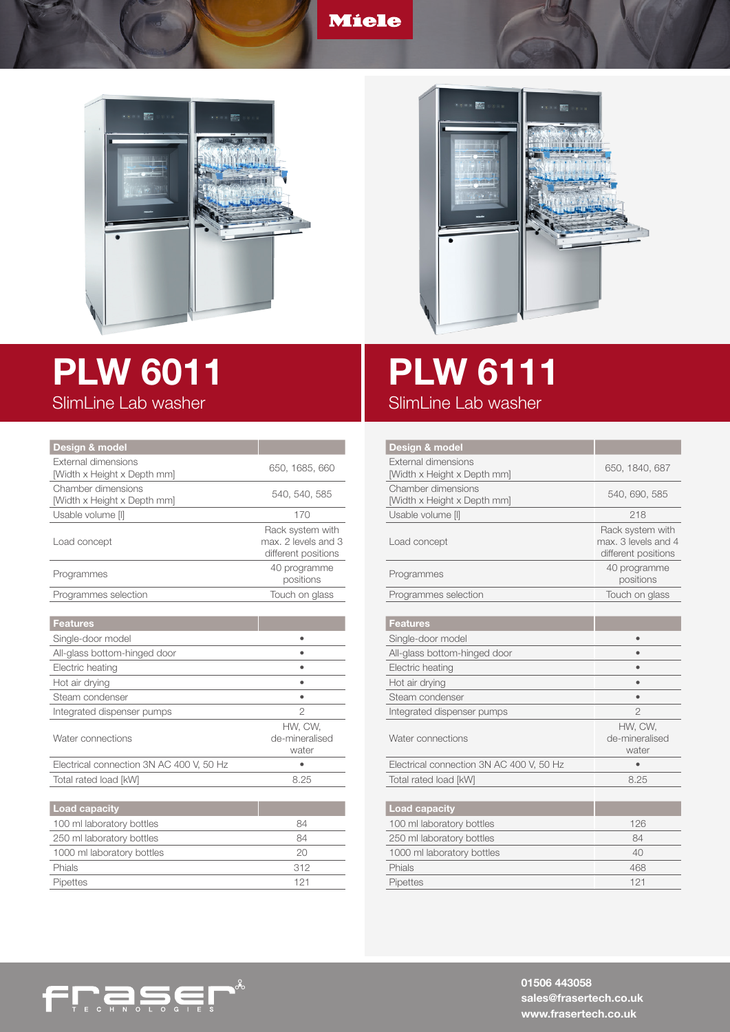Miele

# PLW 6011

SlimLine Lab washer

| Design & model | |
|---|---|
| External dimensions [Width x Height x Depth mm] | 650, 1685, 660 |
| Chamber dimensions [Width x Height x Depth mm] | 540, 540, 585 |
| Usable volume [l] | 170 |
| Load concept | Rack system with max. 2 levels and 3 different positions |
| Programmes | 40 programme positions |
| Programmes selection | Touch on glass |

| Features | |
|---|---|
| Single-door model | • |
| All-glass bottom-hinged door | • |
| Electric heating | • |
| Hot air drying | • |
| Steam condenser | • |
| Integrated dispenser pumps | 2 |
| Water connections | HW, CW, de-mineralised water |
| Electrical connection 3N AC 400 V, 50 Hz | • |
| Total rated load [kW] | 8.25 |

| Load capacity | |
|---|---|
| 100 ml laboratory bottles | 84 |
| 250 ml laboratory bottles | 84 |
| 1000 ml laboratory bottles | 20 |
| Phials | 312 |
| Pipettes | 121 |

# PLW 6111

SlimLine Lab washer

| Design & model | |
|---|---|
| External dimensions [Width x Height x Depth mm] | 650, 1840, 687 |
| Chamber dimensions [Width x Height x Depth mm] | 540, 690, 585 |
| Usable volume [l] | 218 |
| Load concept | Rack system with max. 3 levels and 4 different positions |
| Programmes | 40 programme positions |
| Programmes selection | Touch on glass |

| Features | |
|---|---|
| Single-door model | • |
| All-glass bottom-hinged door | • |
| Electric heating | • |
| Hot air drying | • |
| Steam condenser | • |
| Integrated dispenser pumps | 2 |
| Water connections | HW, CW, de-mineralised water |
| Electrical connection 3N AC 400 V, 50 Hz | • |
| Total rated load [kW] | 8.25 |

| Load capacity | |
|---|---|
| 100 ml laboratory bottles | 126 |
| 250 ml laboratory bottles | 84 |
| 1000 ml laboratory bottles | 40 |
| Phials | 468 |
| Pipettes | 121 |

fraser TECHNOLOGIES

**01506 443058**
**sales@frasertech.co.uk**
**www.frasertech.co.uk**